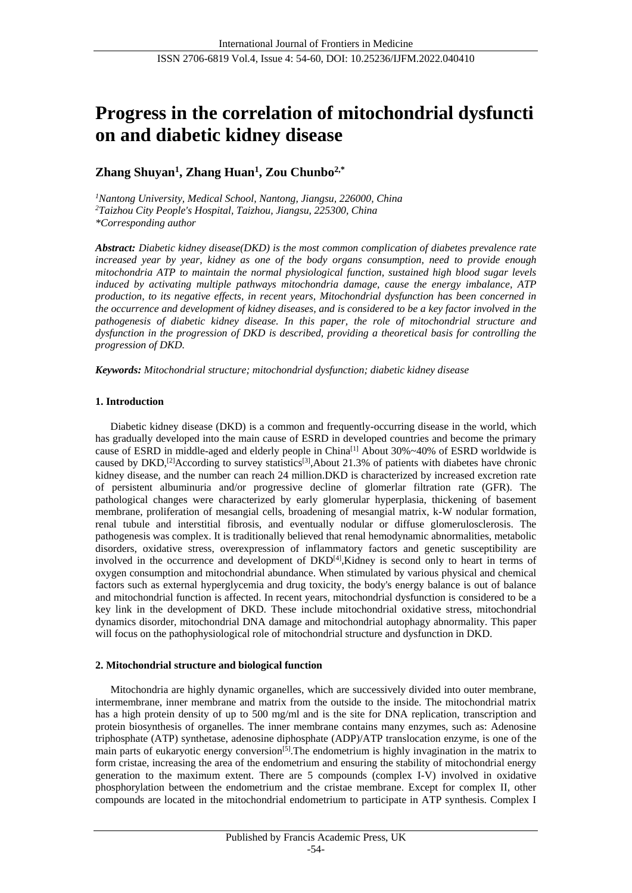# Progress in the correlation of mitochondrial dysfuncti on and diabetic kidney disease

**Zhang Shuyan[1], Zhang Huan[1], Zou Chunbo[2,*]**

*[1]Nantong University, Medical School, Nantong, Jiangsu, 226000, China*
*[2]Taizhou City People's Hospital, Taizhou, Jiangsu, 225300, China*
*\*Corresponding author*

***Abstract:*** *Diabetic kidney disease(DKD) is the most common complication of diabetes prevalence rate increased year by year, kidney as one of the body organs consumption, need to provide enough mitochondria ATP to maintain the normal physiological function, sustained high blood sugar levels induced by activating multiple pathways mitochondria damage, cause the energy imbalance, ATP production, to its negative effects, in recent years, Mitochondrial dysfunction has been concerned in the occurrence and development of kidney diseases, and is considered to be a key factor involved in the pathogenesis of diabetic kidney disease. In this paper, the role of mitochondrial structure and dysfunction in the progression of DKD is described, providing a theoretical basis for controlling the progression of DKD.*

***Keywords:*** *Mitochondrial structure; mitochondrial dysfunction; diabetic kidney disease*

## 1. Introduction

Diabetic kidney disease (DKD) is a common and frequently-occurring disease in the world, which has gradually developed into the main cause of ESRD in developed countries and become the primary cause of ESRD in middle-aged and elderly people in China[1] About 30%~40% of ESRD worldwide is caused by DKD,[2]According to survey statistics[3],About 21.3% of patients with diabetes have chronic kidney disease, and the number can reach 24 million.DKD is characterized by increased excretion rate of persistent albuminuria and/or progressive decline of glomerlar filtration rate (GFR). The pathological changes were characterized by early glomerular hyperplasia, thickening of basement membrane, proliferation of mesangial cells, broadening of mesangial matrix, k-W nodular formation, renal tubule and interstitial fibrosis, and eventually nodular or diffuse glomerulosclerosis. The pathogenesis was complex. It is traditionally believed that renal hemodynamic abnormalities, metabolic disorders, oxidative stress, overexpression of inflammatory factors and genetic susceptibility are involved in the occurrence and development of DKD[4],Kidney is second only to heart in terms of oxygen consumption and mitochondrial abundance. When stimulated by various physical and chemical factors such as external hyperglycemia and drug toxicity, the body's energy balance is out of balance and mitochondrial function is affected. In recent years, mitochondrial dysfunction is considered to be a key link in the development of DKD. These include mitochondrial oxidative stress, mitochondrial dynamics disorder, mitochondrial DNA damage and mitochondrial autophagy abnormality. This paper will focus on the pathophysiological role of mitochondrial structure and dysfunction in DKD.

## 2. Mitochondrial structure and biological function

Mitochondria are highly dynamic organelles, which are successively divided into outer membrane, intermembrane, inner membrane and matrix from the outside to the inside. The mitochondrial matrix has a high protein density of up to 500 mg/ml and is the site for DNA replication, transcription and protein biosynthesis of organelles. The inner membrane contains many enzymes, such as: Adenosine triphosphate (ATP) synthetase, adenosine diphosphate (ADP)/ATP translocation enzyme, is one of the main parts of eukaryotic energy conversion[5].The endometrium is highly invagination in the matrix to form cristae, increasing the area of the endometrium and ensuring the stability of mitochondrial energy generation to the maximum extent. There are 5 compounds (complex I-V) involved in oxidative phosphorylation between the endometrium and the cristae membrane. Except for complex II, other compounds are located in the mitochondrial endometrium to participate in ATP synthesis. Complex I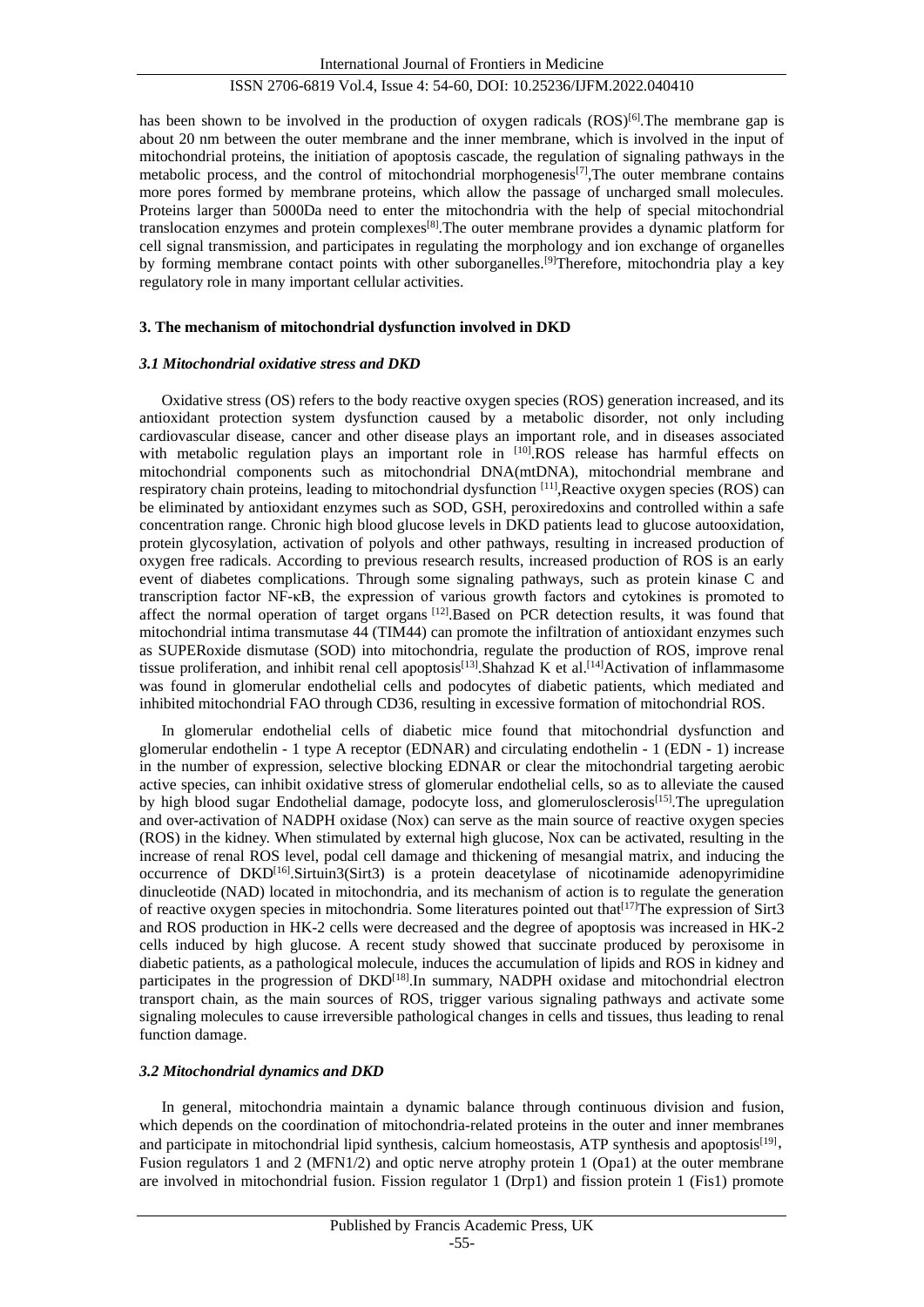has been shown to be involved in the production of oxygen radicals (ROS)[6].The membrane gap is about 20 nm between the outer membrane and the inner membrane, which is involved in the input of mitochondrial proteins, the initiation of apoptosis cascade, the regulation of signaling pathways in the metabolic process, and the control of mitochondrial morphogenesis[7],The outer membrane contains more pores formed by membrane proteins, which allow the passage of uncharged small molecules. Proteins larger than 5000Da need to enter the mitochondria with the help of special mitochondrial translocation enzymes and protein complexes[8].The outer membrane provides a dynamic platform for cell signal transmission, and participates in regulating the morphology and ion exchange of organelles by forming membrane contact points with other suborganelles.[9]Therefore, mitochondria play a key regulatory role in many important cellular activities.

## 3. The mechanism of mitochondrial dysfunction involved in DKD

### *3.1 Mitochondrial oxidative stress and DKD*

Oxidative stress (OS) refers to the body reactive oxygen species (ROS) generation increased, and its antioxidant protection system dysfunction caused by a metabolic disorder, not only including cardiovascular disease, cancer and other disease plays an important role, and in diseases associated with metabolic regulation plays an important role in [10].ROS release has harmful effects on mitochondrial components such as mitochondrial DNA(mtDNA), mitochondrial membrane and respiratory chain proteins, leading to mitochondrial dysfunction [11],Reactive oxygen species (ROS) can be eliminated by antioxidant enzymes such as SOD, GSH, peroxiredoxins and controlled within a safe concentration range. Chronic high blood glucose levels in DKD patients lead to glucose autooxidation, protein glycosylation, activation of polyols and other pathways, resulting in increased production of oxygen free radicals. According to previous research results, increased production of ROS is an early event of diabetes complications. Through some signaling pathways, such as protein kinase C and transcription factor NF-κB, the expression of various growth factors and cytokines is promoted to affect the normal operation of target organs [12].Based on PCR detection results, it was found that mitochondrial intima transmutase 44 (TIM44) can promote the infiltration of antioxidant enzymes such as SUPERoxide dismutase (SOD) into mitochondria, regulate the production of ROS, improve renal tissue proliferation, and inhibit renal cell apoptosis[13].Shahzad K et al.[14]Activation of inflammasome was found in glomerular endothelial cells and podocytes of diabetic patients, which mediated and inhibited mitochondrial FAO through CD36, resulting in excessive formation of mitochondrial ROS.

In glomerular endothelial cells of diabetic mice found that mitochondrial dysfunction and glomerular endothelin - 1 type A receptor (EDNAR) and circulating endothelin - 1 (EDN - 1) increase in the number of expression, selective blocking EDNAR or clear the mitochondrial targeting aerobic active species, can inhibit oxidative stress of glomerular endothelial cells, so as to alleviate the caused by high blood sugar Endothelial damage, podocyte loss, and glomerulosclerosis[15].The upregulation and over-activation of NADPH oxidase (Nox) can serve as the main source of reactive oxygen species (ROS) in the kidney. When stimulated by external high glucose, Nox can be activated, resulting in the increase of renal ROS level, podal cell damage and thickening of mesangial matrix, and inducing the occurrence of DKD[16].Sirtuin3(Sirt3) is a protein deacetylase of nicotinamide adenopyrimidine dinucleotide (NAD) located in mitochondria, and its mechanism of action is to regulate the generation of reactive oxygen species in mitochondria. Some literatures pointed out that[17]The expression of Sirt3 and ROS production in HK-2 cells were decreased and the degree of apoptosis was increased in HK-2 cells induced by high glucose. A recent study showed that succinate produced by peroxisome in diabetic patients, as a pathological molecule, induces the accumulation of lipids and ROS in kidney and participates in the progression of DKD[18].In summary, NADPH oxidase and mitochondrial electron transport chain, as the main sources of ROS, trigger various signaling pathways and activate some signaling molecules to cause irreversible pathological changes in cells and tissues, thus leading to renal function damage.

### *3.2 Mitochondrial dynamics and DKD*

In general, mitochondria maintain a dynamic balance through continuous division and fusion, which depends on the coordination of mitochondria-related proteins in the outer and inner membranes and participate in mitochondrial lipid synthesis, calcium homeostasis, ATP synthesis and apoptosis[19], Fusion regulators 1 and 2 (MFN1/2) and optic nerve atrophy protein 1 (Opa1) at the outer membrane are involved in mitochondrial fusion. Fission regulator 1 (Drp1) and fission protein 1 (Fis1) promote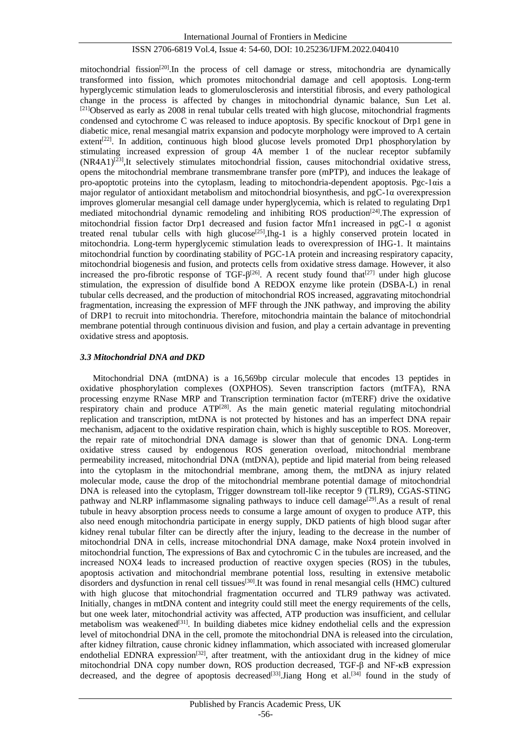mitochondrial fission[20].In the process of cell damage or stress, mitochondria are dynamically transformed into fission, which promotes mitochondrial damage and cell apoptosis. Long-term hyperglycemic stimulation leads to glomerulosclerosis and interstitial fibrosis, and every pathological change in the process is affected by changes in mitochondrial dynamic balance, Sun Let al. [21]Observed as early as 2008 in renal tubular cells treated with high glucose, mitochondrial fragments condensed and cytochrome C was released to induce apoptosis. By specific knockout of Drp1 gene in diabetic mice, renal mesangial matrix expansion and podocyte morphology were improved to A certain extent[22]. In addition, continuous high blood glucose levels promoted Drp1 phosphorylation by stimulating increased expression of group 4A member 1 of the nuclear receptor subfamily (NR4A1)[23],It selectively stimulates mitochondrial fission, causes mitochondrial oxidative stress, opens the mitochondrial membrane transmembrane transfer pore (mPTP), and induces the leakage of pro-apoptotic proteins into the cytoplasm, leading to mitochondria-dependent apoptosis. Pgc-1αis a major regulator of antioxidant metabolism and mitochondrial biosynthesis, and pgC-1α overexpression improves glomerular mesangial cell damage under hyperglycemia, which is related to regulating Drp1 mediated mitochondrial dynamic remodeling and inhibiting ROS production[24].The expression of mitochondrial fission factor Drp1 decreased and fusion factor Mfn1 increased in pgC-1 α agonist treated renal tubular cells with high glucose[25],Ihg-1 is a highly conserved protein located in mitochondria. Long-term hyperglycemic stimulation leads to overexpression of IHG-1. It maintains mitochondrial function by coordinating stability of PGC-1A protein and increasing respiratory capacity, mitochondrial biogenesis and fusion, and protects cells from oxidative stress damage. However, it also increased the pro-fibrotic response of TGF-β[26]. A recent study found that[27] under high glucose stimulation, the expression of disulfide bond A REDOX enzyme like protein (DSBA-L) in renal tubular cells decreased, and the production of mitochondrial ROS increased, aggravating mitochondrial fragmentation, increasing the expression of MFF through the JNK pathway, and improving the ability of DRP1 to recruit into mitochondria. Therefore, mitochondria maintain the balance of mitochondrial membrane potential through continuous division and fusion, and play a certain advantage in preventing oxidative stress and apoptosis.

### *3.3 Mitochondrial DNA and DKD*

Mitochondrial DNA (mtDNA) is a 16,569bp circular molecule that encodes 13 peptides in oxidative phosphorylation complexes (OXPHOS). Seven transcription factors (mtTFA), RNA processing enzyme RNase MRP and Transcription termination factor (mTERF) drive the oxidative respiratory chain and produce ATP[28]. As the main genetic material regulating mitochondrial replication and transcription, mtDNA is not protected by histones and has an imperfect DNA repair mechanism, adjacent to the oxidative respiration chain, which is highly susceptible to ROS. Moreover, the repair rate of mitochondrial DNA damage is slower than that of genomic DNA. Long-term oxidative stress caused by endogenous ROS generation overload, mitochondrial membrane permeability increased, mitochondrial DNA (mtDNA), peptide and lipid material from being released into the cytoplasm in the mitochondrial membrane, among them, the mtDNA as injury related molecular mode, cause the drop of the mitochondrial membrane potential damage of mitochondrial DNA is released into the cytoplasm, Trigger downstream toll-like receptor 9 (TLR9), CGAS-STING pathway and NLRP inflammasome signaling pathways to induce cell damage[29].As a result of renal tubule in heavy absorption process needs to consume a large amount of oxygen to produce ATP, this also need enough mitochondria participate in energy supply, DKD patients of high blood sugar after kidney renal tubular filter can be directly after the injury, leading to the decrease in the number of mitochondrial DNA in cells, increase mitochondrial DNA damage, make Nox4 protein involved in mitochondrial function, The expressions of Bax and cytochromic C in the tubules are increased, and the increased NOX4 leads to increased production of reactive oxygen species (ROS) in the tubules, apoptosis activation and mitochondrial membrane potential loss, resulting in extensive metabolic disorders and dysfunction in renal cell tissues[30].It was found in renal mesangial cells (HMC) cultured with high glucose that mitochondrial fragmentation occurred and TLR9 pathway was activated. Initially, changes in mtDNA content and integrity could still meet the energy requirements of the cells, but one week later, mitochondrial activity was affected, ATP production was insufficient, and cellular metabolism was weakened[31]. In building diabetes mice kidney endothelial cells and the expression level of mitochondrial DNA in the cell, promote the mitochondrial DNA is released into the circulation, after kidney filtration, cause chronic kidney inflammation, which associated with increased glomerular endothelial EDNRA expression[32], after treatment, with the antioxidant drug in the kidney of mice mitochondrial DNA copy number down, ROS production decreased, TGF-β and NF-κB expression decreased, and the degree of apoptosis decreased[33].Jiang Hong et al.[34] found in the study of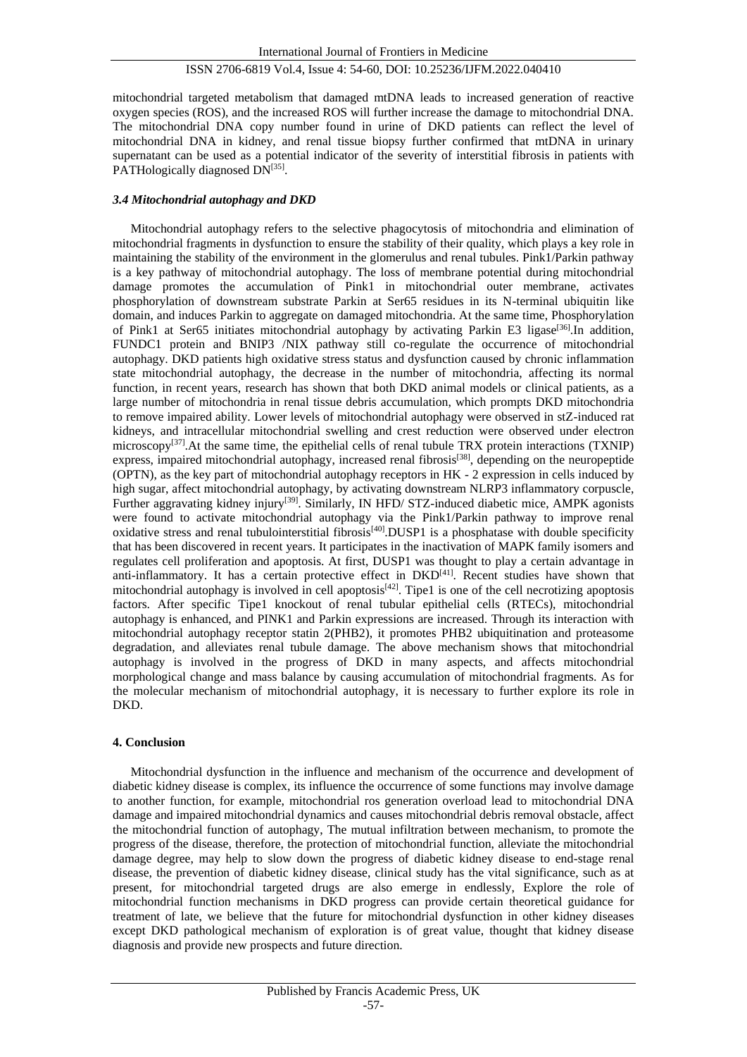mitochondrial targeted metabolism that damaged mtDNA leads to increased generation of reactive oxygen species (ROS), and the increased ROS will further increase the damage to mitochondrial DNA. The mitochondrial DNA copy number found in urine of DKD patients can reflect the level of mitochondrial DNA in kidney, and renal tissue biopsy further confirmed that mtDNA in urinary supernatant can be used as a potential indicator of the severity of interstitial fibrosis in patients with PATHologically diagnosed DN[35].

### *3.4 Mitochondrial autophagy and DKD*

Mitochondrial autophagy refers to the selective phagocytosis of mitochondria and elimination of mitochondrial fragments in dysfunction to ensure the stability of their quality, which plays a key role in maintaining the stability of the environment in the glomerulus and renal tubules. Pink1/Parkin pathway is a key pathway of mitochondrial autophagy. The loss of membrane potential during mitochondrial damage promotes the accumulation of Pink1 in mitochondrial outer membrane, activates phosphorylation of downstream substrate Parkin at Ser65 residues in its N-terminal ubiquitin like domain, and induces Parkin to aggregate on damaged mitochondria. At the same time, Phosphorylation of Pink1 at Ser65 initiates mitochondrial autophagy by activating Parkin E3 ligase[36].In addition, FUNDC1 protein and BNIP3 /NIX pathway still co-regulate the occurrence of mitochondrial autophagy. DKD patients high oxidative stress status and dysfunction caused by chronic inflammation state mitochondrial autophagy, the decrease in the number of mitochondria, affecting its normal function, in recent years, research has shown that both DKD animal models or clinical patients, as a large number of mitochondria in renal tissue debris accumulation, which prompts DKD mitochondria to remove impaired ability. Lower levels of mitochondrial autophagy were observed in stZ-induced rat kidneys, and intracellular mitochondrial swelling and crest reduction were observed under electron microscopy[37].At the same time, the epithelial cells of renal tubule TRX protein interactions (TXNIP) express, impaired mitochondrial autophagy, increased renal fibrosis[38], depending on the neuropeptide (OPTN), as the key part of mitochondrial autophagy receptors in HK - 2 expression in cells induced by high sugar, affect mitochondrial autophagy, by activating downstream NLRP3 inflammatory corpuscle, Further aggravating kidney injury[39]. Similarly, IN HFD/ STZ-induced diabetic mice, AMPK agonists were found to activate mitochondrial autophagy via the Pink1/Parkin pathway to improve renal oxidative stress and renal tubulointerstitial fibrosis[40].DUSP1 is a phosphatase with double specificity that has been discovered in recent years. It participates in the inactivation of MAPK family isomers and regulates cell proliferation and apoptosis. At first, DUSP1 was thought to play a certain advantage in anti-inflammatory. It has a certain protective effect in DKD[41]. Recent studies have shown that mitochondrial autophagy is involved in cell apoptosis[42]. Tipe1 is one of the cell necrotizing apoptosis factors. After specific Tipe1 knockout of renal tubular epithelial cells (RTECs), mitochondrial autophagy is enhanced, and PINK1 and Parkin expressions are increased. Through its interaction with mitochondrial autophagy receptor statin 2(PHB2), it promotes PHB2 ubiquitination and proteasome degradation, and alleviates renal tubule damage. The above mechanism shows that mitochondrial autophagy is involved in the progress of DKD in many aspects, and affects mitochondrial morphological change and mass balance by causing accumulation of mitochondrial fragments. As for the molecular mechanism of mitochondrial autophagy, it is necessary to further explore its role in DKD.

## 4. Conclusion

Mitochondrial dysfunction in the influence and mechanism of the occurrence and development of diabetic kidney disease is complex, its influence the occurrence of some functions may involve damage to another function, for example, mitochondrial ros generation overload lead to mitochondrial DNA damage and impaired mitochondrial dynamics and causes mitochondrial debris removal obstacle, affect the mitochondrial function of autophagy, The mutual infiltration between mechanism, to promote the progress of the disease, therefore, the protection of mitochondrial function, alleviate the mitochondrial damage degree, may help to slow down the progress of diabetic kidney disease to end-stage renal disease, the prevention of diabetic kidney disease, clinical study has the vital significance, such as at present, for mitochondrial targeted drugs are also emerge in endlessly, Explore the role of mitochondrial function mechanisms in DKD progress can provide certain theoretical guidance for treatment of late, we believe that the future for mitochondrial dysfunction in other kidney diseases except DKD pathological mechanism of exploration is of great value, thought that kidney disease diagnosis and provide new prospects and future direction.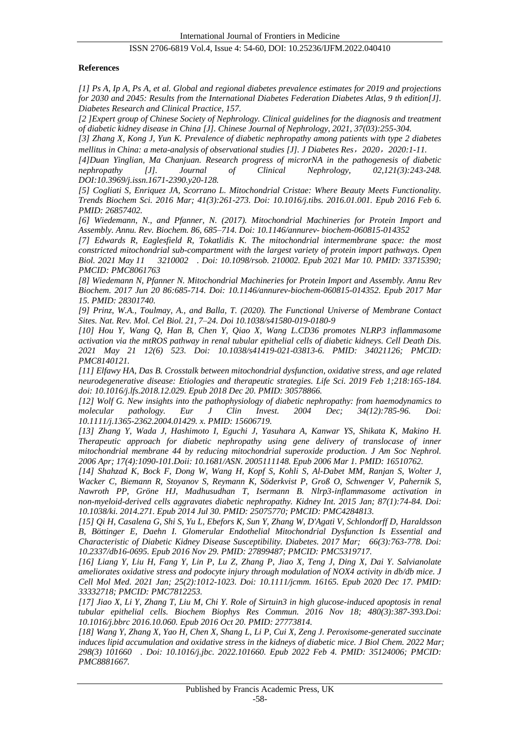**References**

*[1] Ps A, Ip A, Ps A, et al. Global and regional diabetes prevalence estimates for 2019 and projections for 2030 and 2045: Results from the International Diabetes Federation Diabetes Atlas, 9 th edition[J]. Diabetes Research and Clinical Practice, 157.*

*[2 ]Expert group of Chinese Society of Nephrology. Clinical guidelines for the diagnosis and treatment of diabetic kidney disease in China [J]. Chinese Journal of Nephrology, 2021, 37(03):255-304.*

*[3] Zhang X, Kong J, Yun K. Prevalence of diabetic nephropathy among patients with type 2 diabetes mellitus in China: a meta-analysis of observational studies [J]. J Diabetes Res，2020，2020:1-11.*

*[4]Duan Yinglian, Ma Chanjuan. Research progress of microrNA in the pathogenesis of diabetic nephropathy [J]. Journal of Clinical Nephrology, 02,121(3):243-248. DOI:10.3969/j.issn.1671-2390.y20-128.*

*[5] Cogliati S, Enriquez JA, Scorrano L. Mitochondrial Cristae: Where Beauty Meets Functionality. Trends Biochem Sci. 2016 Mar; 41(3):261-273. Doi: 10.1016/j.tibs. 2016.01.001. Epub 2016 Feb 6. PMID: 26857402.*

*[6] Wiedemann, N., and Pfanner, N. (2017). Mitochondrial Machineries for Protein Import and Assembly. Annu. Rev. Biochem. 86, 685–714. Doi: 10.1146/annurev- biochem-060815-014352*

*[7] Edwards R, Eaglesfield R, Tokatlidis K. The mitochondrial intermembrane space: the most constricted mitochondrial sub-compartment with the largest variety of protein import pathways. Open Biol. 2021 May 11 3210002 . Doi: 10.1098/rsob. 210002. Epub 2021 Mar 10. PMID: 33715390; PMCID: PMC8061763*

*[8] Wiedemann N, Pfanner N. Mitochondrial Machineries for Protein Import and Assembly. Annu Rev Biochem. 2017 Jun 20 86:685-714. Doi: 10.1146/annurev-biochem-060815-014352. Epub 2017 Mar 15. PMID: 28301740.*

*[9] Prinz, W.A., Toulmay, A., and Balla, T. (2020). The Functional Universe of Membrane Contact Sites. Nat. Rev. Mol. Cel Biol. 21, 7–24. Doi 10.1038/s41580-019-0180-9*

*[10] Hou Y, Wang Q, Han B, Chen Y, Qiao X, Wang L.CD36 promotes NLRP3 inflammasome activation via the mtROS pathway in renal tubular epithelial cells of diabetic kidneys. Cell Death Dis. 2021 May 21 12(6) 523. Doi: 10.1038/s41419-021-03813-6. PMID: 34021126; PMCID: PMC8140121.*

*[11] Elfawy HA, Das B. Crosstalk between mitochondrial dysfunction, oxidative stress, and age related neurodegenerative disease: Etiologies and therapeutic strategies. Life Sci. 2019 Feb 1;218:165-184. doi: 10.1016/j.lfs.2018.12.029. Epub 2018 Dec 20. PMID: 30578866.*

*[12] Wolf G. New insights into the pathophysiology of diabetic nephropathy: from haemodynamics to molecular pathology. Eur J Clin Invest. 2004 Dec; 34(12):785-96. Doi: 10.1111/j.1365-2362.2004.01429. x. PMID: 15606719.*

*[13] Zhang Y, Wada J, Hashimoto I, Eguchi J, Yasuhara A, Kanwar YS, Shikata K, Makino H. Therapeutic approach for diabetic nephropathy using gene delivery of translocase of inner mitochondrial membrane 44 by reducing mitochondrial superoxide production. J Am Soc Nephrol. 2006 Apr; 17(4):1090-101.Doii: 10.1681/ASN. 2005111148. Epub 2006 Mar 1. PMID: 16510762.*

*[14] Shahzad K, Bock F, Dong W, Wang H, Kopf S, Kohli S, Al-Dabet MM, Ranjan S, Wolter J, Wacker C, Biemann R, Stoyanov S, Reymann K, Söderkvist P, Groß O, Schwenger V, Pahernik S, Nawroth PP, Gröne HJ, Madhusudhan T, Isermann B. Nlrp3-inflammasome activation in non-myeloid-derived cells aggravates diabetic nephropathy. Kidney Int. 2015 Jan; 87(1):74-84. Doi: 10.1038/ki. 2014.271. Epub 2014 Jul 30. PMID: 25075770; PMCID: PMC4284813.*

*[15] Qi H, Casalena G, Shi S, Yu L, Ebefors K, Sun Y, Zhang W, D'Agati V, Schlondorff D, Haraldsson B, Böttinger E, Daehn I. Glomerular Endothelial Mitochondrial Dysfunction Is Essential and Characteristic of Diabetic Kidney Disease Susceptibility. Diabetes. 2017 Mar; 66(3):763-778. Doi: 10.2337/db16-0695. Epub 2016 Nov 29. PMID: 27899487; PMCID: PMC5319717.*

*[16] Liang Y, Liu H, Fang Y, Lin P, Lu Z, Zhang P, Jiao X, Teng J, Ding X, Dai Y. Salvianolate ameliorates oxidative stress and podocyte injury through modulation of NOX4 activity in db/db mice. J Cell Mol Med. 2021 Jan; 25(2):1012-1023. Doi: 10.1111/jcmm. 16165. Epub 2020 Dec 17. PMID: 33332718; PMCID: PMC7812253.*

*[17] Jiao X, Li Y, Zhang T, Liu M, Chi Y. Role of Sirtuin3 in high glucose-induced apoptosis in renal tubular epithelial cells. Biochem Biophys Res Commun. 2016 Nov 18; 480(3):387-393.Doi: 10.1016/j.bbrc 2016.10.060. Epub 2016 Oct 20. PMID: 27773814.*

*[18] Wang Y, Zhang X, Yao H, Chen X, Shang L, Li P, Cui X, Zeng J. Peroxisome-generated succinate induces lipid accumulation and oxidative stress in the kidneys of diabetic mice. J Biol Chem. 2022 Mar; 298(3) 101660 . Doi: 10.1016/j.jbc. 2022.101660. Epub 2022 Feb 4. PMID: 35124006; PMCID: PMC8881667.*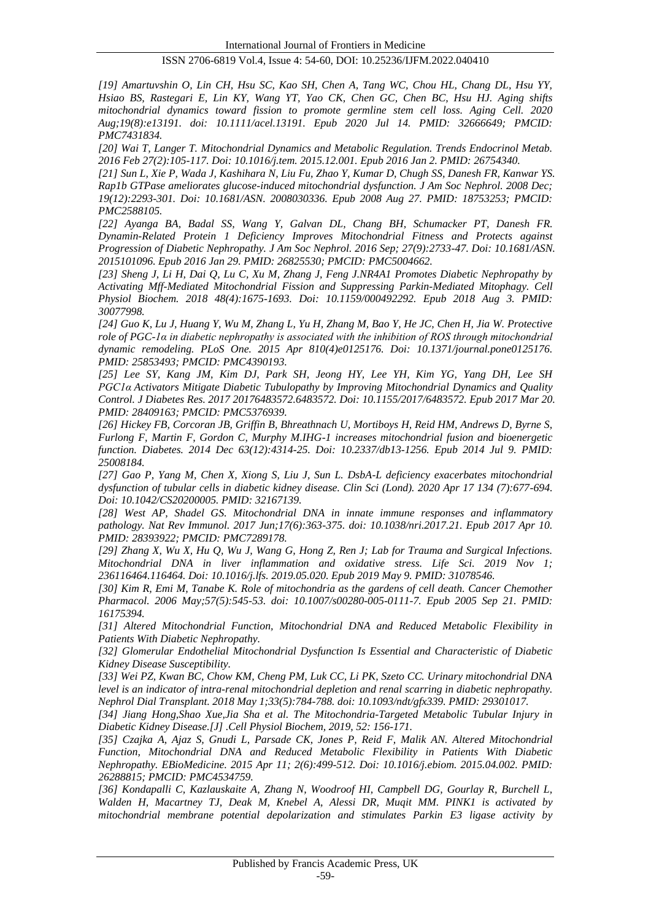*[19] Amartuvshin O, Lin CH, Hsu SC, Kao SH, Chen A, Tang WC, Chou HL, Chang DL, Hsu YY, Hsiao BS, Rastegari E, Lin KY, Wang YT, Yao CK, Chen GC, Chen BC, Hsu HJ. Aging shifts mitochondrial dynamics toward fission to promote germline stem cell loss. Aging Cell. 2020 Aug;19(8):e13191. doi: 10.1111/acel.13191. Epub 2020 Jul 14. PMID: 32666649; PMCID: PMC7431834.*

*[20] Wai T, Langer T. Mitochondrial Dynamics and Metabolic Regulation. Trends Endocrinol Metab. 2016 Feb 27(2):105-117. Doi: 10.1016/j.tem. 2015.12.001. Epub 2016 Jan 2. PMID: 26754340.*

*[21] Sun L, Xie P, Wada J, Kashihara N, Liu Fu, Zhao Y, Kumar D, Chugh SS, Danesh FR, Kanwar YS. Rap1b GTPase ameliorates glucose-induced mitochondrial dysfunction. J Am Soc Nephrol. 2008 Dec; 19(12):2293-301. Doi: 10.1681/ASN. 2008030336. Epub 2008 Aug 27. PMID: 18753253; PMCID: PMC2588105.*

*[22] Ayanga BA, Badal SS, Wang Y, Galvan DL, Chang BH, Schumacker PT, Danesh FR. Dynamin-Related Protein 1 Deficiency Improves Mitochondrial Fitness and Protects against Progression of Diabetic Nephropathy. J Am Soc Nephrol. 2016 Sep; 27(9):2733-47. Doi: 10.1681/ASN. 2015101096. Epub 2016 Jan 29. PMID: 26825530; PMCID: PMC5004662.*

*[23] Sheng J, Li H, Dai Q, Lu C, Xu M, Zhang J, Feng J.NR4A1 Promotes Diabetic Nephropathy by Activating Mff-Mediated Mitochondrial Fission and Suppressing Parkin-Mediated Mitophagy. Cell Physiol Biochem. 2018 48(4):1675-1693. Doi: 10.1159/000492292. Epub 2018 Aug 3. PMID: 30077998.*

*[24] Guo K, Lu J, Huang Y, Wu M, Zhang L, Yu H, Zhang M, Bao Y, He JC, Chen H, Jia W. Protective role of PGC-1α in diabetic nephropathy is associated with the inhibition of ROS through mitochondrial dynamic remodeling. PLoS One. 2015 Apr 810(4)e0125176. Doi: 10.1371/journal.pone0125176. PMID: 25853493; PMCID: PMC4390193.*

*[25] Lee SY, Kang JM, Kim DJ, Park SH, Jeong HY, Lee YH, Kim YG, Yang DH, Lee SH PGC1α Activators Mitigate Diabetic Tubulopathy by Improving Mitochondrial Dynamics and Quality Control. J Diabetes Res. 2017 20176483572.6483572. Doi: 10.1155/2017/6483572. Epub 2017 Mar 20. PMID: 28409163; PMCID: PMC5376939.*

*[26] Hickey FB, Corcoran JB, Griffin B, Bhreathnach U, Mortiboys H, Reid HM, Andrews D, Byrne S, Furlong F, Martin F, Gordon C, Murphy M.IHG-1 increases mitochondrial fusion and bioenergetic function. Diabetes. 2014 Dec 63(12):4314-25. Doi: 10.2337/db13-1256. Epub 2014 Jul 9. PMID: 25008184.*

*[27] Gao P, Yang M, Chen X, Xiong S, Liu J, Sun L. DsbA-L deficiency exacerbates mitochondrial dysfunction of tubular cells in diabetic kidney disease. Clin Sci (Lond). 2020 Apr 17 134 (7):677-694. Doi: 10.1042/CS20200005. PMID: 32167139.*

*[28] West AP, Shadel GS. Mitochondrial DNA in innate immune responses and inflammatory pathology. Nat Rev Immunol. 2017 Jun;17(6):363-375. doi: 10.1038/nri.2017.21. Epub 2017 Apr 10. PMID: 28393922; PMCID: PMC7289178.*

*[29] Zhang X, Wu X, Hu Q, Wu J, Wang G, Hong Z, Ren J; Lab for Trauma and Surgical Infections. Mitochondrial DNA in liver inflammation and oxidative stress. Life Sci. 2019 Nov 1; 236116464.116464. Doi: 10.1016/j.lfs. 2019.05.020. Epub 2019 May 9. PMID: 31078546.*

*[30] Kim R, Emi M, Tanabe K. Role of mitochondria as the gardens of cell death. Cancer Chemother Pharmacol. 2006 May;57(5):545-53. doi: 10.1007/s00280-005-0111-7. Epub 2005 Sep 21. PMID: 16175394.*

*[31] Altered Mitochondrial Function, Mitochondrial DNA and Reduced Metabolic Flexibility in Patients With Diabetic Nephropathy.*

*[32] Glomerular Endothelial Mitochondrial Dysfunction Is Essential and Characteristic of Diabetic Kidney Disease Susceptibility.*

*[33] Wei PZ, Kwan BC, Chow KM, Cheng PM, Luk CC, Li PK, Szeto CC. Urinary mitochondrial DNA level is an indicator of intra-renal mitochondrial depletion and renal scarring in diabetic nephropathy. Nephrol Dial Transplant. 2018 May 1;33(5):784-788. doi: 10.1093/ndt/gfx339. PMID: 29301017.*

*[34] Jiang Hong,Shao Xue,Jia Sha et al. The Mitochondria-Targeted Metabolic Tubular Injury in Diabetic Kidney Disease.[J] .Cell Physiol Biochem, 2019, 52: 156-171.*

*[35] Czajka A, Ajaz S, Gnudi L, Parsade CK, Jones P, Reid F, Malik AN. Altered Mitochondrial Function, Mitochondrial DNA and Reduced Metabolic Flexibility in Patients With Diabetic Nephropathy. EBioMedicine. 2015 Apr 11; 2(6):499-512. Doi: 10.1016/j.ebiom. 2015.04.002. PMID: 26288815; PMCID: PMC4534759.*

*[36] Kondapalli C, Kazlauskaite A, Zhang N, Woodroof HI, Campbell DG, Gourlay R, Burchell L, Walden H, Macartney TJ, Deak M, Knebel A, Alessi DR, Muqit MM. PINK1 is activated by mitochondrial membrane potential depolarization and stimulates Parkin E3 ligase activity by*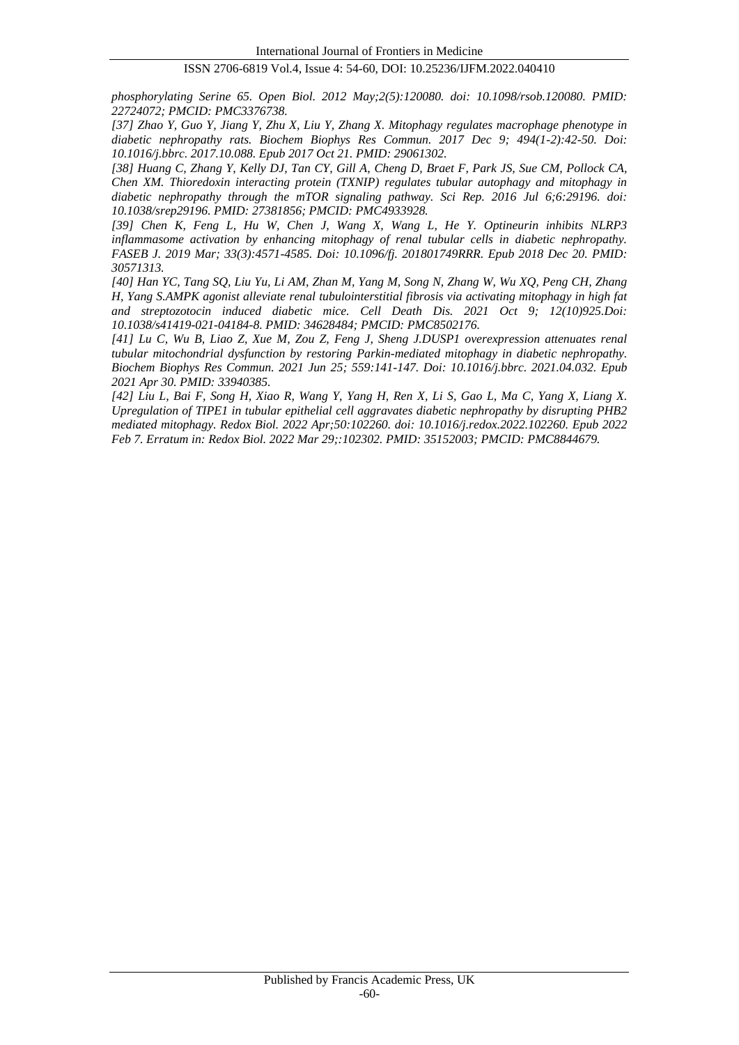*phosphorylating Serine 65. Open Biol. 2012 May;2(5):120080. doi: 10.1098/rsob.120080. PMID: 22724072; PMCID: PMC3376738.*

*[37] Zhao Y, Guo Y, Jiang Y, Zhu X, Liu Y, Zhang X. Mitophagy regulates macrophage phenotype in diabetic nephropathy rats. Biochem Biophys Res Commun. 2017 Dec 9; 494(1-2):42-50. Doi: 10.1016/j.bbrc. 2017.10.088. Epub 2017 Oct 21. PMID: 29061302.*

*[38] Huang C, Zhang Y, Kelly DJ, Tan CY, Gill A, Cheng D, Braet F, Park JS, Sue CM, Pollock CA, Chen XM. Thioredoxin interacting protein (TXNIP) regulates tubular autophagy and mitophagy in diabetic nephropathy through the mTOR signaling pathway. Sci Rep. 2016 Jul 6;6:29196. doi: 10.1038/srep29196. PMID: 27381856; PMCID: PMC4933928.*

*[39] Chen K, Feng L, Hu W, Chen J, Wang X, Wang L, He Y. Optineurin inhibits NLRP3 inflammasome activation by enhancing mitophagy of renal tubular cells in diabetic nephropathy. FASEB J. 2019 Mar; 33(3):4571-4585. Doi: 10.1096/fj. 201801749RRR. Epub 2018 Dec 20. PMID: 30571313.*

*[40] Han YC, Tang SQ, Liu Yu, Li AM, Zhan M, Yang M, Song N, Zhang W, Wu XQ, Peng CH, Zhang H, Yang S.AMPK agonist alleviate renal tubulointerstitial fibrosis via activating mitophagy in high fat and streptozotocin induced diabetic mice. Cell Death Dis. 2021 Oct 9; 12(10)925.Doi: 10.1038/s41419-021-04184-8. PMID: 34628484; PMCID: PMC8502176.*

*[41] Lu C, Wu B, Liao Z, Xue M, Zou Z, Feng J, Sheng J.DUSP1 overexpression attenuates renal tubular mitochondrial dysfunction by restoring Parkin-mediated mitophagy in diabetic nephropathy. Biochem Biophys Res Commun. 2021 Jun 25; 559:141-147. Doi: 10.1016/j.bbrc. 2021.04.032. Epub 2021 Apr 30. PMID: 33940385.*

*[42] Liu L, Bai F, Song H, Xiao R, Wang Y, Yang H, Ren X, Li S, Gao L, Ma C, Yang X, Liang X. Upregulation of TIPE1 in tubular epithelial cell aggravates diabetic nephropathy by disrupting PHB2 mediated mitophagy. Redox Biol. 2022 Apr;50:102260. doi: 10.1016/j.redox.2022.102260. Epub 2022 Feb 7. Erratum in: Redox Biol. 2022 Mar 29;:102302. PMID: 35152003; PMCID: PMC8844679.*